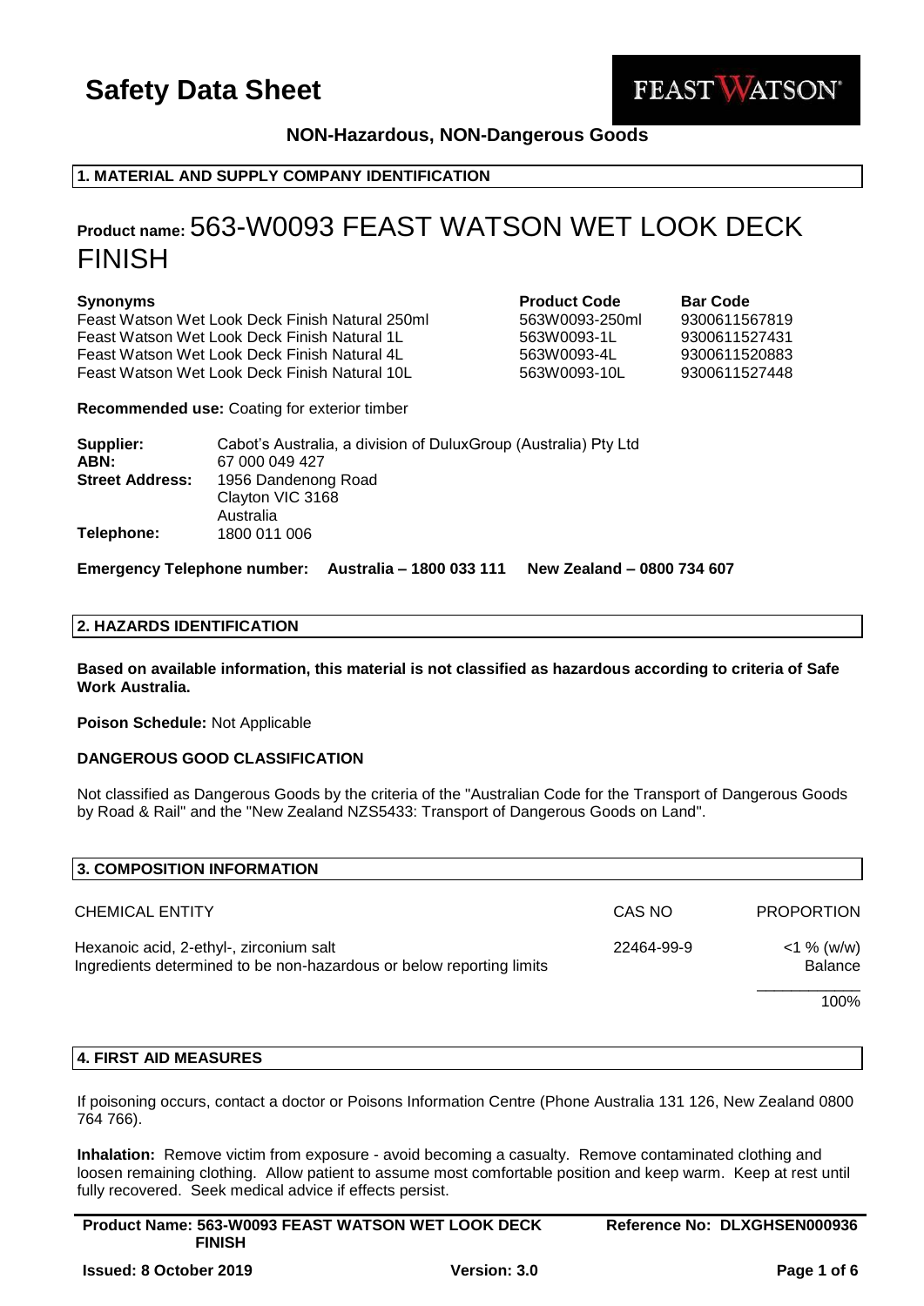# Safety Data Sheet

FEAST WATSON®

**NON-Hazardous, NON-Dangerous Goods**

## 1. MATERIAL AND SUPPLY COMPANY IDENTIFICATION

**Product name:** 563-W0093 FEAST WATSON WET LOOK DECK FINISH

| Synonyms | Product Code | Bar Code |
|---|---|---|
| Feast Watson Wet Look Deck Finish Natural 250ml | 563W0093-250ml | 9300611567819 |
| Feast Watson Wet Look Deck Finish Natural 1L | 563W0093-1L | 9300611527431 |
| Feast Watson Wet Look Deck Finish Natural 4L | 563W0093-4L | 9300611520883 |
| Feast Watson Wet Look Deck Finish Natural 10L | 563W0093-10L | 9300611527448 |

**Recommended use:** Coating for exterior timber

**Supplier:** Cabot's Australia, a division of DuluxGroup (Australia) Pty Ltd
**ABN:** 67 000 049 427
**Street Address:** 1956 Dandenong Road
Clayton VIC 3168
Australia
**Telephone:** 1800 011 006

**Emergency Telephone number: Australia – 1800 033 111 New Zealand – 0800 734 607**

## 2. HAZARDS IDENTIFICATION

**Based on available information, this material is not classified as hazardous according to criteria of Safe Work Australia.**

**Poison Schedule:** Not Applicable

**DANGEROUS GOOD CLASSIFICATION**

Not classified as Dangerous Goods by the criteria of the "Australian Code for the Transport of Dangerous Goods by Road & Rail" and the "New Zealand NZS5433: Transport of Dangerous Goods on Land".

## 3. COMPOSITION INFORMATION

| CHEMICAL ENTITY | CAS NO | PROPORTION |
|---|---|---|
| Hexanoic acid, 2-ethyl-, zirconium salt | 22464-99-9 | <1 % (w/w) |
| Ingredients determined to be non-hazardous or below reporting limits | | Balance |
| | | 100% |

## 4. FIRST AID MEASURES

If poisoning occurs, contact a doctor or Poisons Information Centre (Phone Australia 131 126, New Zealand 0800 764 766).

**Inhalation:** Remove victim from exposure - avoid becoming a casualty. Remove contaminated clothing and loosen remaining clothing. Allow patient to assume most comfortable position and keep warm. Keep at rest until fully recovered. Seek medical advice if effects persist.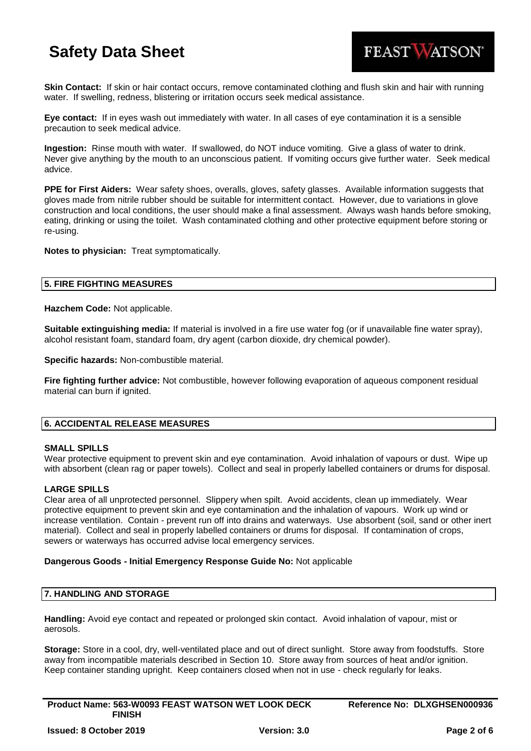**Skin Contact:** If skin or hair contact occurs, remove contaminated clothing and flush skin and hair with running water. If swelling, redness, blistering or irritation occurs seek medical assistance.

**Eye contact:** If in eyes wash out immediately with water. In all cases of eye contamination it is a sensible precaution to seek medical advice.

**Ingestion:** Rinse mouth with water. If swallowed, do NOT induce vomiting. Give a glass of water to drink. Never give anything by the mouth to an unconscious patient. If vomiting occurs give further water. Seek medical advice.

**PPE for First Aiders:** Wear safety shoes, overalls, gloves, safety glasses. Available information suggests that gloves made from nitrile rubber should be suitable for intermittent contact. However, due to variations in glove construction and local conditions, the user should make a final assessment. Always wash hands before smoking, eating, drinking or using the toilet. Wash contaminated clothing and other protective equipment before storing or re-using.

**Notes to physician:** Treat symptomatically.

## 5. FIRE FIGHTING MEASURES

**Hazchem Code:** Not applicable.

**Suitable extinguishing media:** If material is involved in a fire use water fog (or if unavailable fine water spray), alcohol resistant foam, standard foam, dry agent (carbon dioxide, dry chemical powder).

**Specific hazards:** Non-combustible material.

**Fire fighting further advice:** Not combustible, however following evaporation of aqueous component residual material can burn if ignited.

## 6. ACCIDENTAL RELEASE MEASURES

### SMALL SPILLS

Wear protective equipment to prevent skin and eye contamination. Avoid inhalation of vapours or dust. Wipe up with absorbent (clean rag or paper towels). Collect and seal in properly labelled containers or drums for disposal.

### LARGE SPILLS

Clear area of all unprotected personnel. Slippery when spilt. Avoid accidents, clean up immediately. Wear protective equipment to prevent skin and eye contamination and the inhalation of vapours. Work up wind or increase ventilation. Contain - prevent run off into drains and waterways. Use absorbent (soil, sand or other inert material). Collect and seal in properly labelled containers or drums for disposal. If contamination of crops, sewers or waterways has occurred advise local emergency services.

**Dangerous Goods - Initial Emergency Response Guide No:** Not applicable

## 7. HANDLING AND STORAGE

**Handling:** Avoid eye contact and repeated or prolonged skin contact. Avoid inhalation of vapour, mist or aerosols.

**Storage:** Store in a cool, dry, well-ventilated place and out of direct sunlight. Store away from foodstuffs. Store away from incompatible materials described in Section 10. Store away from sources of heat and/or ignition. Keep container standing upright. Keep containers closed when not in use - check regularly for leaks.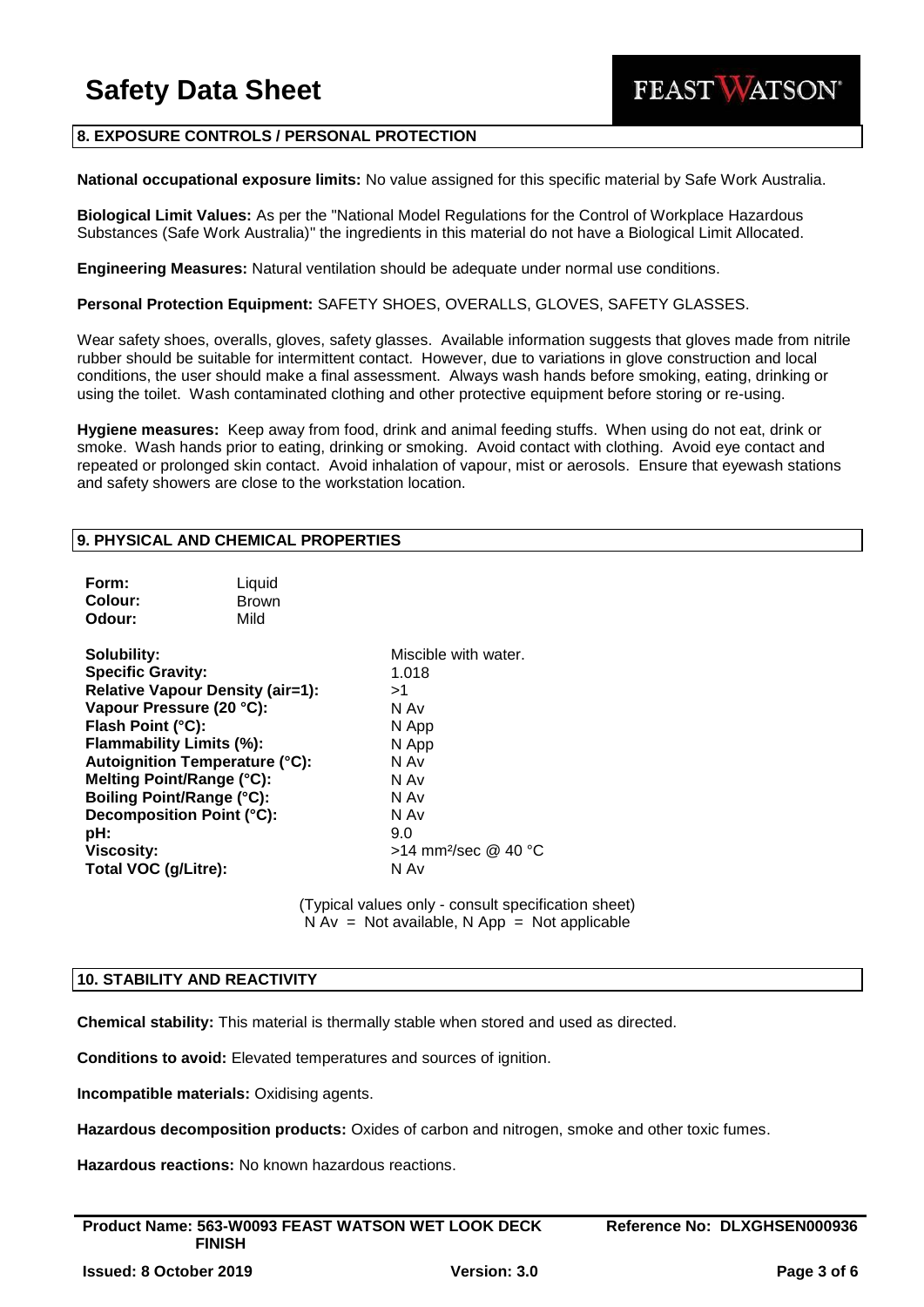## 8. EXPOSURE CONTROLS / PERSONAL PROTECTION

**National occupational exposure limits:** No value assigned for this specific material by Safe Work Australia.

**Biological Limit Values:** As per the "National Model Regulations for the Control of Workplace Hazardous Substances (Safe Work Australia)" the ingredients in this material do not have a Biological Limit Allocated.

**Engineering Measures:** Natural ventilation should be adequate under normal use conditions.

**Personal Protection Equipment:** SAFETY SHOES, OVERALLS, GLOVES, SAFETY GLASSES.

Wear safety shoes, overalls, gloves, safety glasses. Available information suggests that gloves made from nitrile rubber should be suitable for intermittent contact. However, due to variations in glove construction and local conditions, the user should make a final assessment. Always wash hands before smoking, eating, drinking or using the toilet. Wash contaminated clothing and other protective equipment before storing or re-using.

**Hygiene measures:** Keep away from food, drink and animal feeding stuffs. When using do not eat, drink or smoke. Wash hands prior to eating, drinking or smoking. Avoid contact with clothing. Avoid eye contact and repeated or prolonged skin contact. Avoid inhalation of vapour, mist or aerosols. Ensure that eyewash stations and safety showers are close to the workstation location.

## 9. PHYSICAL AND CHEMICAL PROPERTIES

| | |
|---|---|
| **Form:** | Liquid |
| **Colour:** | Brown |
| **Odour:** | Mild |

| | |
|---|---|
| **Solubility:** | Miscible with water. |
| **Specific Gravity:** | 1.018 |
| **Relative Vapour Density (air=1):** | >1 |
| **Vapour Pressure (20 °C):** | N Av |
| **Flash Point (°C):** | N App |
| **Flammability Limits (%):** | N App |
| **Autoignition Temperature (°C):** | N Av |
| **Melting Point/Range (°C):** | N Av |
| **Boiling Point/Range (°C):** | N Av |
| **Decomposition Point (°C):** | N Av |
| **pH:** | 9.0 |
| **Viscosity:** | >14 $mm^2$/sec @ 40 °C |
| **Total VOC (g/Litre):** | N Av |

(Typical values only - consult specification sheet)
N Av = Not available, N App = Not applicable

## 10. STABILITY AND REACTIVITY

**Chemical stability:** This material is thermally stable when stored and used as directed.

**Conditions to avoid:** Elevated temperatures and sources of ignition.

**Incompatible materials:** Oxidising agents.

**Hazardous decomposition products:** Oxides of carbon and nitrogen, smoke and other toxic fumes.

**Hazardous reactions:** No known hazardous reactions.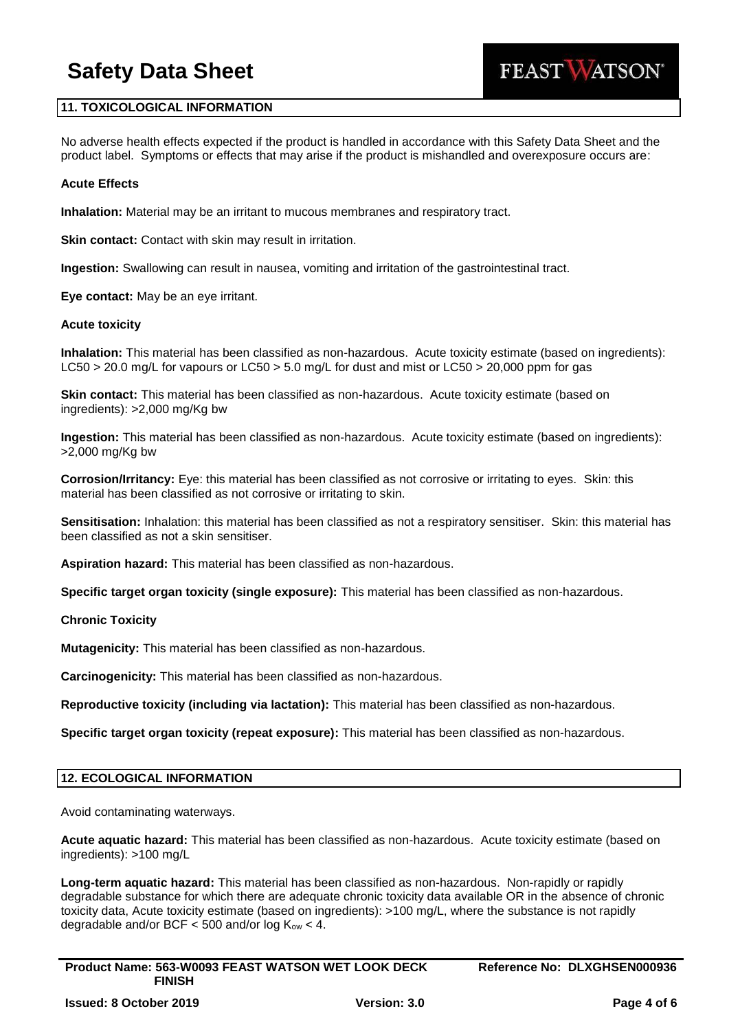## 11. TOXICOLOGICAL INFORMATION

No adverse health effects expected if the product is handled in accordance with this Safety Data Sheet and the product label. Symptoms or effects that may arise if the product is mishandled and overexposure occurs are:

**Acute Effects**

**Inhalation:** Material may be an irritant to mucous membranes and respiratory tract.

**Skin contact:** Contact with skin may result in irritation.

**Ingestion:** Swallowing can result in nausea, vomiting and irritation of the gastrointestinal tract.

**Eye contact:** May be an eye irritant.

**Acute toxicity**

**Inhalation:** This material has been classified as non-hazardous. Acute toxicity estimate (based on ingredients): LC50 > 20.0 mg/L for vapours or LC50 > 5.0 mg/L for dust and mist or LC50 > 20,000 ppm for gas

**Skin contact:** This material has been classified as non-hazardous. Acute toxicity estimate (based on ingredients): >2,000 mg/Kg bw

**Ingestion:** This material has been classified as non-hazardous. Acute toxicity estimate (based on ingredients): >2,000 mg/Kg bw

**Corrosion/Irritancy:** Eye: this material has been classified as not corrosive or irritating to eyes. Skin: this material has been classified as not corrosive or irritating to skin.

**Sensitisation:** Inhalation: this material has been classified as not a respiratory sensitiser. Skin: this material has been classified as not a skin sensitiser.

**Aspiration hazard:** This material has been classified as non-hazardous.

**Specific target organ toxicity (single exposure):** This material has been classified as non-hazardous.

**Chronic Toxicity**

**Mutagenicity:** This material has been classified as non-hazardous.

**Carcinogenicity:** This material has been classified as non-hazardous.

**Reproductive toxicity (including via lactation):** This material has been classified as non-hazardous.

**Specific target organ toxicity (repeat exposure):** This material has been classified as non-hazardous.

## 12. ECOLOGICAL INFORMATION

Avoid contaminating waterways.

**Acute aquatic hazard:** This material has been classified as non-hazardous. Acute toxicity estimate (based on ingredients): >100 mg/L

**Long-term aquatic hazard:** This material has been classified as non-hazardous. Non-rapidly or rapidly degradable substance for which there are adequate chronic toxicity data available OR in the absence of chronic toxicity data, Acute toxicity estimate (based on ingredients): >100 mg/L, where the substance is not rapidly degradable and/or BCF < 500 and/or log $K_{ow}$ < 4.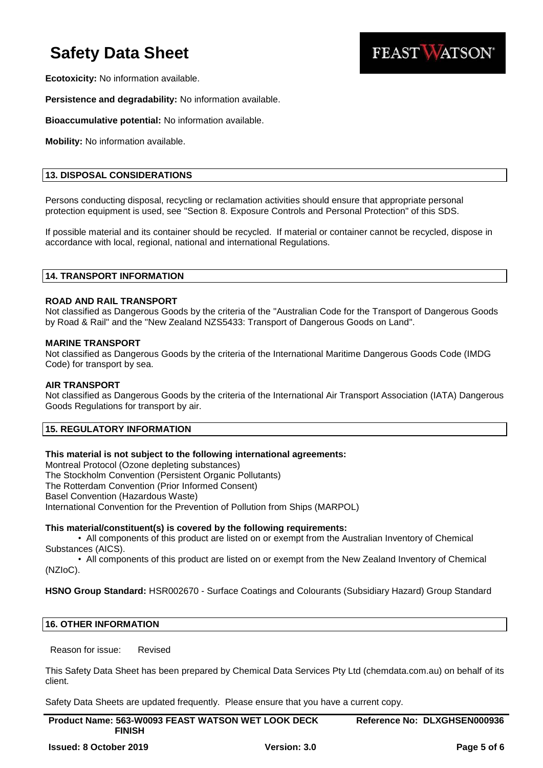**Ecotoxicity:** No information available.

**Persistence and degradability:** No information available.

**Bioaccumulative potential:** No information available.

**Mobility:** No information available.

## 13. DISPOSAL CONSIDERATIONS

Persons conducting disposal, recycling or reclamation activities should ensure that appropriate personal protection equipment is used, see "Section 8. Exposure Controls and Personal Protection" of this SDS.

If possible material and its container should be recycled. If material or container cannot be recycled, dispose in accordance with local, regional, national and international Regulations.

## 14. TRANSPORT INFORMATION

**ROAD AND RAIL TRANSPORT**
Not classified as Dangerous Goods by the criteria of the "Australian Code for the Transport of Dangerous Goods by Road & Rail" and the "New Zealand NZS5433: Transport of Dangerous Goods on Land".

**MARINE TRANSPORT**
Not classified as Dangerous Goods by the criteria of the International Maritime Dangerous Goods Code (IMDG Code) for transport by sea.

**AIR TRANSPORT**
Not classified as Dangerous Goods by the criteria of the International Air Transport Association (IATA) Dangerous Goods Regulations for transport by air.

## 15. REGULATORY INFORMATION

**This material is not subject to the following international agreements:**
Montreal Protocol (Ozone depleting substances)
The Stockholm Convention (Persistent Organic Pollutants)
The Rotterdam Convention (Prior Informed Consent)
Basel Convention (Hazardous Waste)
International Convention for the Prevention of Pollution from Ships (MARPOL)

**This material/constituent(s) is covered by the following requirements:**

- All components of this product are listed on or exempt from the Australian Inventory of Chemical Substances (AICS).
- All components of this product are listed on or exempt from the New Zealand Inventory of Chemical (NZIoC).

**HSNO Group Standard:** HSR002670 - Surface Coatings and Colourants (Subsidiary Hazard) Group Standard

## 16. OTHER INFORMATION

Reason for issue: Revised

This Safety Data Sheet has been prepared by Chemical Data Services Pty Ltd (chemdata.com.au) on behalf of its client.

Safety Data Sheets are updated frequently. Please ensure that you have a current copy.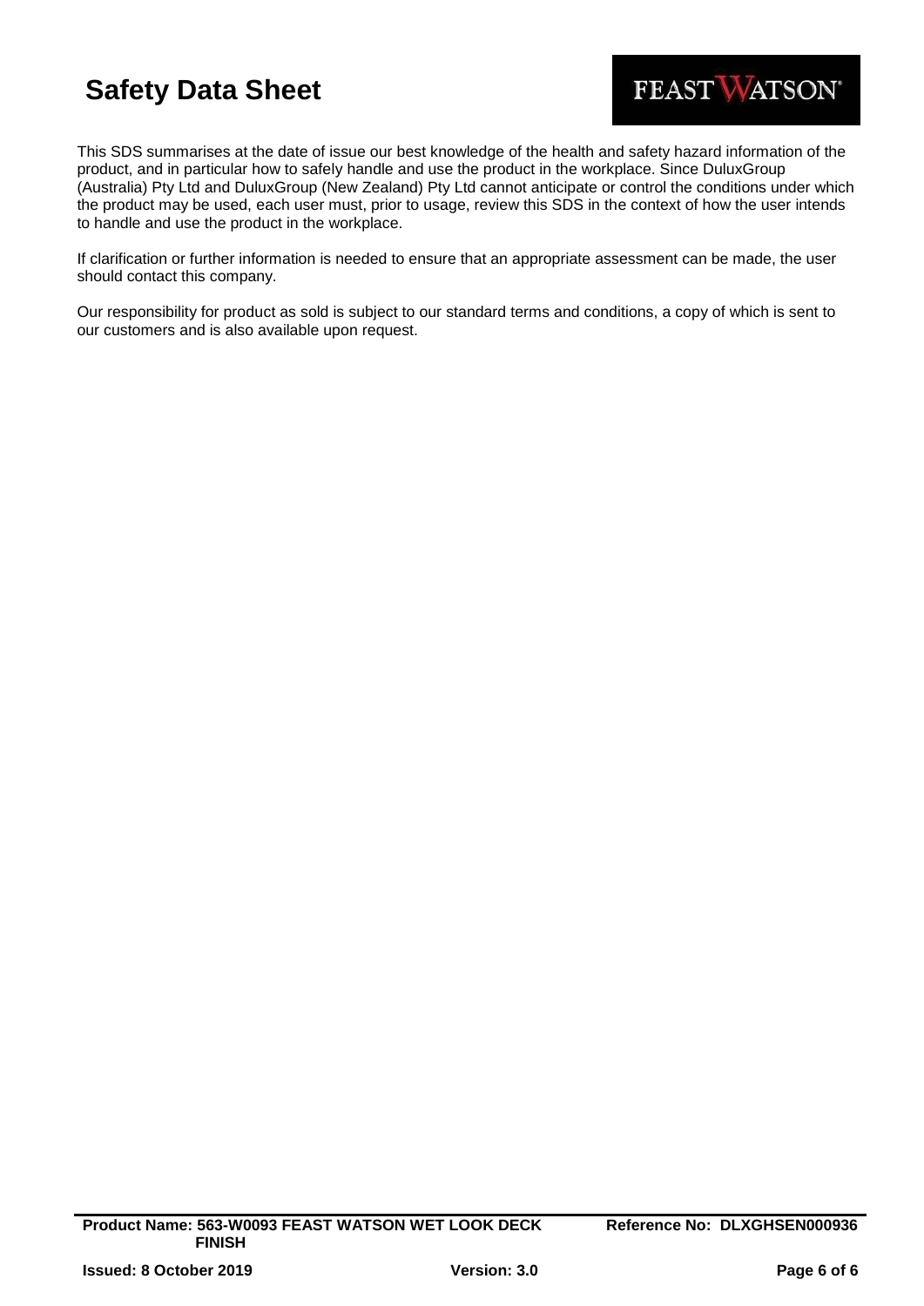This SDS summarises at the date of issue our best knowledge of the health and safety hazard information of the product, and in particular how to safely handle and use the product in the workplace. Since DuluxGroup (Australia) Pty Ltd and DuluxGroup (New Zealand) Pty Ltd cannot anticipate or control the conditions under which the product may be used, each user must, prior to usage, review this SDS in the context of how the user intends to handle and use the product in the workplace.

If clarification or further information is needed to ensure that an appropriate assessment can be made, the user should contact this company.

Our responsibility for product as sold is subject to our standard terms and conditions, a copy of which is sent to our customers and is also available upon request.